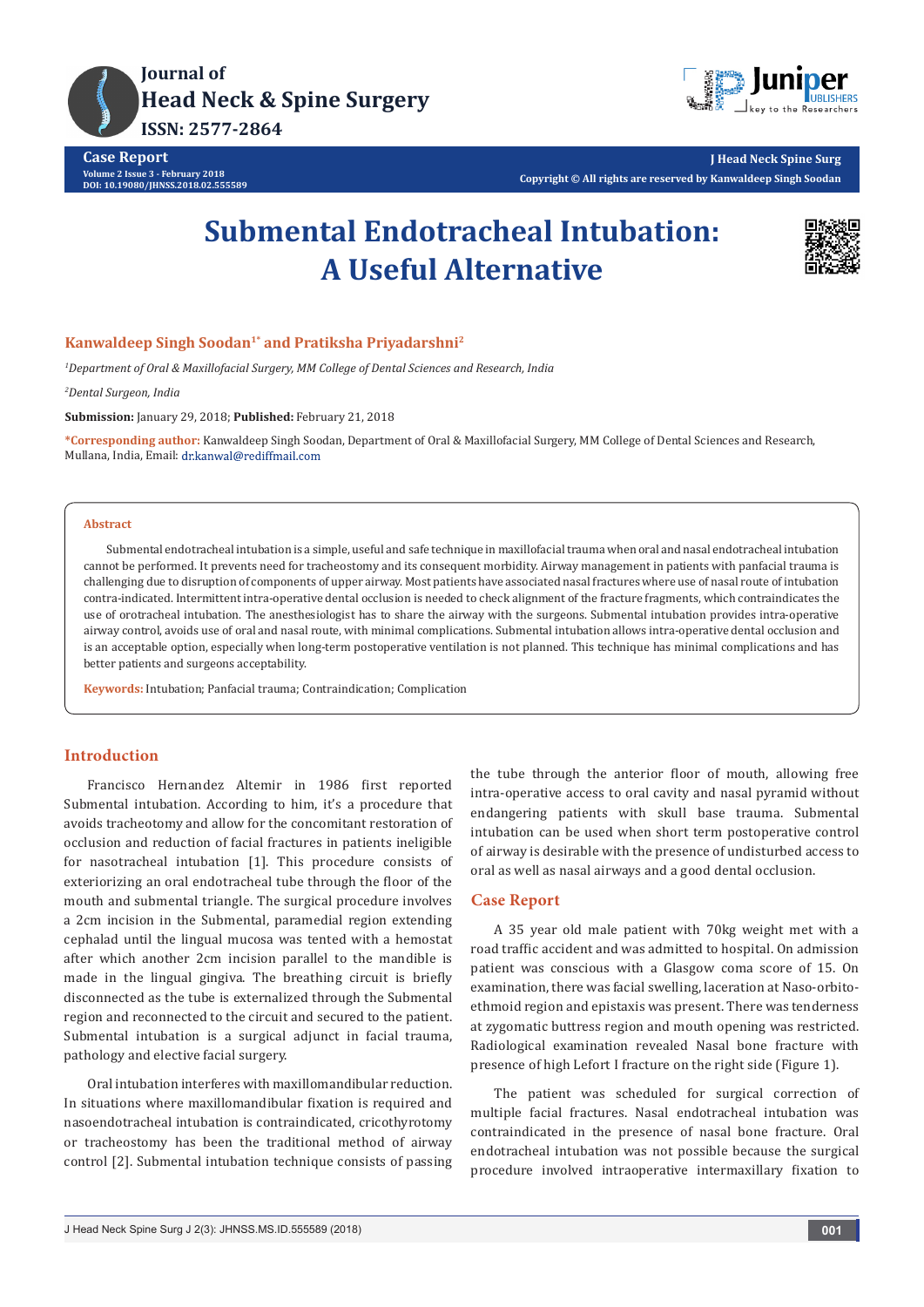# Submental Endotracheal Intubation: A Useful Alternative

**Kanwaldeep Singh Soodan[1*] and Pratiksha Priyadarshni[2]**

*[1]Department of Oral & Maxillofacial Surgery, MM College of Dental Sciences and Research, India*

*[2]Dental Surgeon, India*

**Submission:** January 29, 2018; **Published:** February 21, 2018

***Corresponding author:** Kanwaldeep Singh Soodan, Department of Oral & Maxillofacial Surgery, MM College of Dental Sciences and Research, Mullana, India, Email: dr.kanwal@rediffmail.com

## Abstract

Submental endotracheal intubation is a simple, useful and safe technique in maxillofacial trauma when oral and nasal endotracheal intubation cannot be performed. It prevents need for tracheostomy and its consequent morbidity. Airway management in patients with panfacial trauma is challenging due to disruption of components of upper airway. Most patients have associated nasal fractures where use of nasal route of intubation contra-indicated. Intermittent intra-operative dental occlusion is needed to check alignment of the fracture fragments, which contraindicates the use of orotracheal intubation. The anesthesiologist has to share the airway with the surgeons. Submental intubation provides intra-operative airway control, avoids use of oral and nasal route, with minimal complications. Submental intubation allows intra-operative dental occlusion and is an acceptable option, especially when long-term postoperative ventilation is not planned. This technique has minimal complications and has better patients and surgeons acceptability.

**Keywords:** Intubation; Panfacial trauma; Contraindication; Complication

## Introduction

Francisco Hernandez Altemir in 1986 first reported Submental intubation. According to him, it's a procedure that avoids tracheotomy and allow for the concomitant restoration of occlusion and reduction of facial fractures in patients ineligible for nasotracheal intubation [1]. This procedure consists of exteriorizing an oral endotracheal tube through the floor of the mouth and submental triangle. The surgical procedure involves a 2cm incision in the Submental, paramedial region extending cephalad until the lingual mucosa was tented with a hemostat after which another 2cm incision parallel to the mandible is made in the lingual gingiva. The breathing circuit is briefly disconnected as the tube is externalized through the Submental region and reconnected to the circuit and secured to the patient. Submental intubation is a surgical adjunct in facial trauma, pathology and elective facial surgery.

Oral intubation interferes with maxillomandibular reduction. In situations where maxillomandibular fixation is required and nasoendotracheal intubation is contraindicated, cricothyrotomy or tracheostomy has been the traditional method of airway control [2]. Submental intubation technique consists of passing the tube through the anterior floor of mouth, allowing free intra-operative access to oral cavity and nasal pyramid without endangering patients with skull base trauma. Submental intubation can be used when short term postoperative control of airway is desirable with the presence of undisturbed access to oral as well as nasal airways and a good dental occlusion.

## Case Report

A 35 year old male patient with 70kg weight met with a road traffic accident and was admitted to hospital. On admission patient was conscious with a Glasgow coma score of 15. On examination, there was facial swelling, laceration at Naso-orbito-ethmoid region and epistaxis was present. There was tenderness at zygomatic buttress region and mouth opening was restricted. Radiological examination revealed Nasal bone fracture with presence of high Lefort I fracture on the right side (Figure 1).

The patient was scheduled for surgical correction of multiple facial fractures. Nasal endotracheal intubation was contraindicated in the presence of nasal bone fracture. Oral endotracheal intubation was not possible because the surgical procedure involved intraoperative intermaxillary fixation to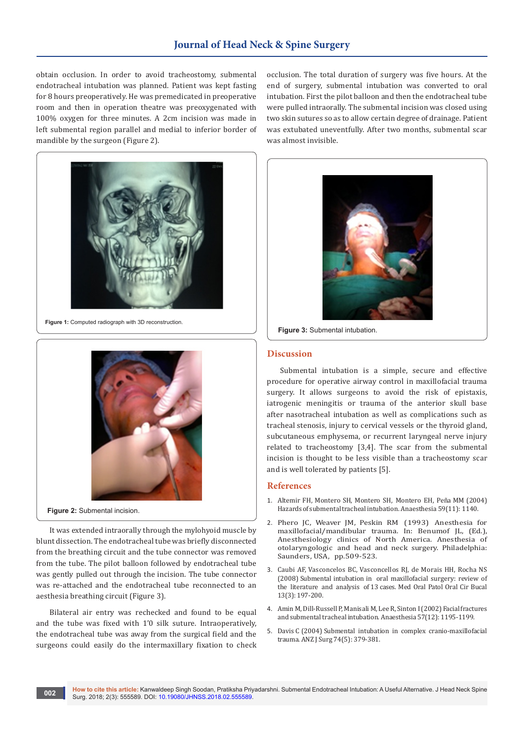obtain occlusion. In order to avoid tracheostomy, submental endotracheal intubation was planned. Patient was kept fasting for 8 hours preoperatively. He was premedicated in preoperative room and then in operation theatre was preoxygenated with 100% oxygen for three minutes. A 2cm incision was made in left submental region parallel and medial to inferior border of mandible by the surgeon (Figure 2).

**Figure 1:** Computed radiograph with 3D reconstruction.

**Figure 2:** Submental incision.

It was extended intraorally through the mylohyoid muscle by blunt dissection. The endotracheal tube was briefly disconnected from the breathing circuit and the tube connector was removed from the tube. The pilot balloon followed by endotracheal tube was gently pulled out through the incision. The tube connector was re-attached and the endotracheal tube reconnected to an aesthesia breathing circuit (Figure 3).

Bilateral air entry was rechecked and found to be equal and the tube was fixed with 1'0 silk suture. Intraoperatively, the endotracheal tube was away from the surgical field and the surgeons could easily do the intermaxillary fixation to check occlusion. The total duration of surgery was five hours. At the end of surgery, submental intubation was converted to oral intubation. First the pilot balloon and then the endotracheal tube were pulled intraorally. The submental incision was closed using two skin sutures so as to allow certain degree of drainage. Patient was extubated uneventfully. After two months, submental scar was almost invisible.

**Figure 3:** Submental intubation.

## Discussion

Submental intubation is a simple, secure and effective procedure for operative airway control in maxillofacial trauma surgery. It allows surgeons to avoid the risk of epistaxis, iatrogenic meningitis or trauma of the anterior skull base after nasotracheal intubation as well as complications such as tracheal stenosis, injury to cervical vessels or the thyroid gland, subcutaneous emphysema, or recurrent laryngeal nerve injury related to tracheostomy [3,4]. The scar from the submental incision is thought to be less visible than a tracheostomy scar and is well tolerated by patients [5].

## References

1. Altemir FH, Montero SH, Montero SH, Montero EH, Peña MM (2004) Hazards of submental tracheal intubation. Anaesthesia 59(11): 1140.
2. Phero JC, Weaver JM, Peskin RM (1993) Anesthesia for maxillofacial/mandibular trauma. In: Benumof JL, (Ed.), Anesthesiology clinics of North America. Anesthesia of otolaryngologic and head and neck surgery. Philadelphia: Saunders, USA, pp.509-523.
3. Caubi AF, Vasconcelos BC, Vasconcellos RJ, de Morais HH, Rocha NS (2008) Submental intubation in oral maxillofacial surgery: review of the literature and analysis of 13 cases. Med Oral Patol Oral Cir Bucal 13(3): 197-200.
4. Amin M, Dill-Russell P, Manisali M, Lee R, Sinton I (2002) Facial fractures and submental tracheal intubation. Anaesthesia 57(12): 1195-1199.
5. Davis C (2004) Submental intubation in complex cranio-maxillofacial trauma. ANZ J Surg 74(5): 379-381.

**How to cite this article:** Kanwaldeep Singh Soodan, Pratiksha Priyadarshni. Submental Endotracheal Intubation: A Useful Alternative. J Head Neck Spine Surg. 2018; 2(3): 555589. DOI: 10.19080/JHNSS.2018.02.555589.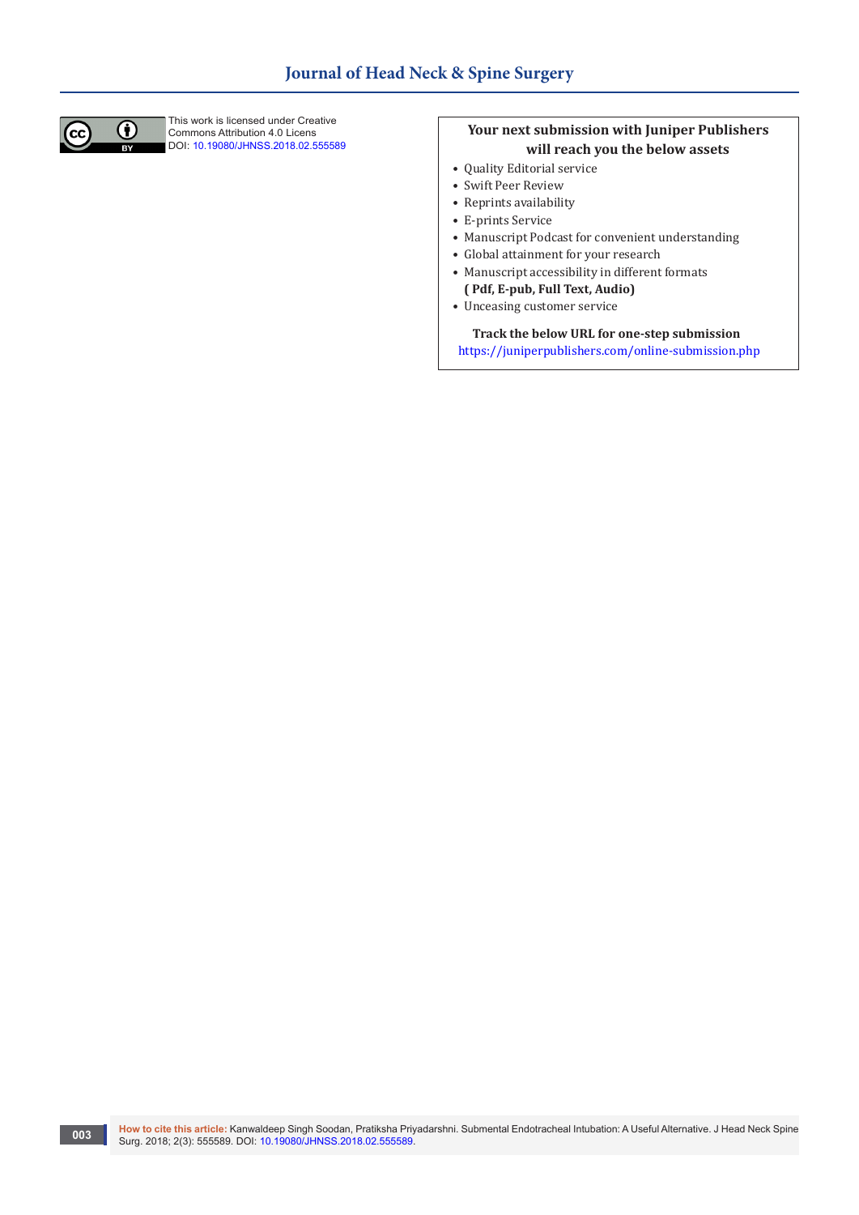This work is licensed under Creative Commons Attribution 4.0 Licens
DOI: 10.19080/JHNSS.2018.02.555589

**Your next submission with Juniper Publishers will reach you the below assets**

- Quality Editorial service
- Swift Peer Review
- Reprints availability
- E-prints Service
- Manuscript Podcast for convenient understanding
- Global attainment for your research
- Manuscript accessibility in different formats
  **( Pdf, E-pub, Full Text, Audio)**
- Unceasing customer service

**Track the below URL for one-step submission**
https://juniperpublishers.com/online-submission.php